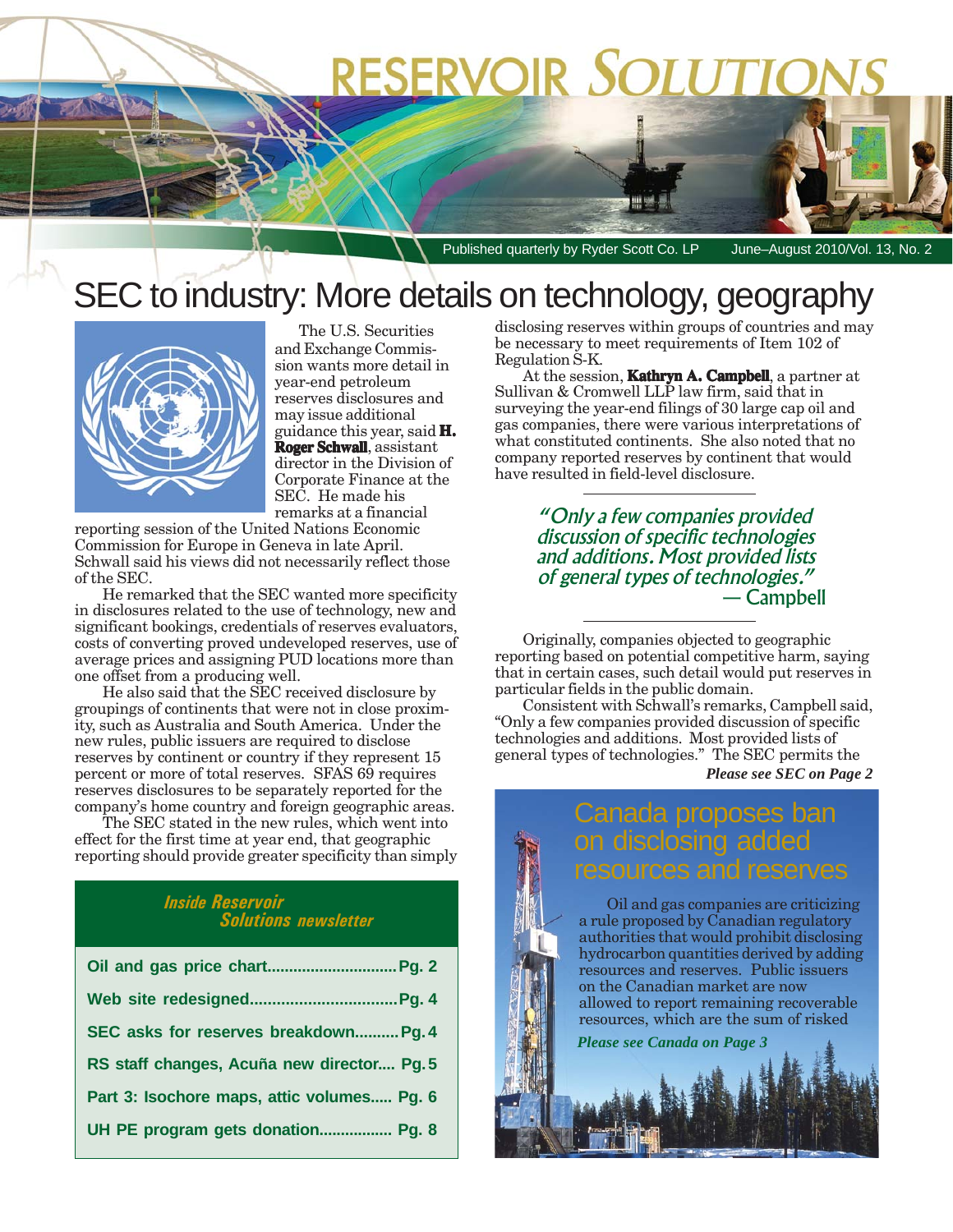# RESERVOIR SOLUTIONS

Published quarterly by Ryder Scott Co. LP June–August 2010/Vol. 13, No. 2

# SEC to industry: More details on technology, geography

The U.S. Securities and Exchange Commission wants more detail in year-end petroleum reserves disclosures and may issue additional guidance this year, said **H. Roger Schwall**, assistant director in the Division of Corporate Finance at the SEC. He made his remarks at a financial reporting session of the United Nations Economic Commission for Europe in Geneva in late April. Schwall said his views did not necessarily reflect those of the SEC.

He remarked that the SEC wanted more specificity in disclosures related to the use of technology, new and significant bookings, credentials of reserves evaluators, costs of converting proved undeveloped reserves, use of average prices and assigning PUD locations more than one offset from a producing well.

He also said that the SEC received disclosure by groupings of continents that were not in close proximity, such as Australia and South America. Under the new rules, public issuers are required to disclose reserves by continent or country if they represent 15 percent or more of total reserves. SFAS 69 requires reserves disclosures to be separately reported for the company's home country and foreign geographic areas.

The SEC stated in the new rules, which went into effect for the first time at year end, that geographic reporting should provide greater specificity than simply disclosing reserves within groups of countries and may be necessary to meet requirements of Item 102 of Regulation S-K.

At the session, **Kathryn A. Campbell**, a partner at Sullivan & Cromwell LLP law firm, said that in surveying the year-end filings of 30 large cap oil and gas companies, there were various interpretations of what constituted continents. She also noted that no company reported reserves by continent that would have resulted in field-level disclosure.

> *"Only a few companies provided discussion of specific technologies and additions. Most provided lists of general types of technologies."*
> — Campbell

Originally, companies objected to geographic reporting based on potential competitive harm, saying that in certain cases, such detail would put reserves in particular fields in the public domain.

Consistent with Schwall's remarks, Campbell said, "Only a few companies provided discussion of specific technologies and additions. Most provided lists of general types of technologies." The SEC permits the

***Please see SEC on Page 2***

## Inside Reservoir Solutions newsletter

- Oil and gas price chart.............................Pg. 2
- Web site redesigned.................................Pg. 4
- SEC asks for reserves breakdown..........Pg. 4
- RS staff changes, Acuña new director.... Pg. 5
- Part 3: Isochore maps, attic volumes..... Pg. 6
- UH PE program gets donation................. Pg. 8

## Canada proposes ban on disclosing added resources and reserves

Oil and gas companies are criticizing a rule proposed by Canadian regulatory authorities that would prohibit disclosing hydrocarbon quantities derived by adding resources and reserves. Public issuers on the Canadian market are now allowed to report remaining recoverable resources, which are the sum of risked

***Please see Canada on Page 3***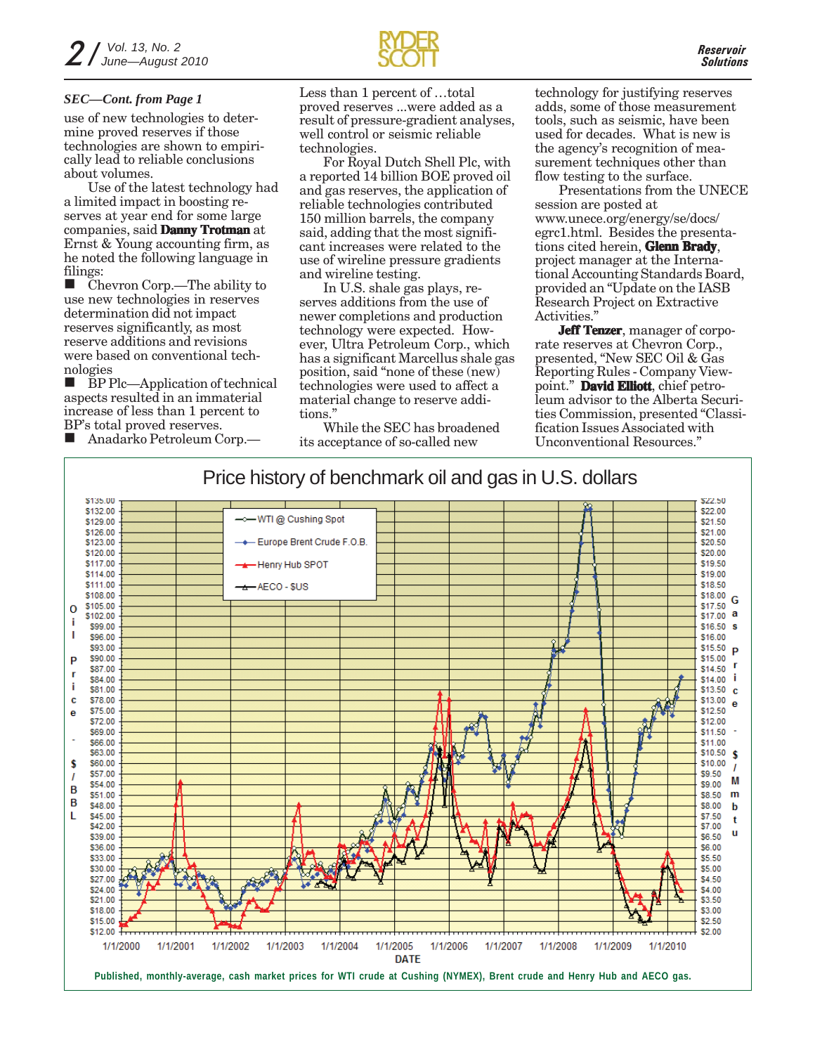*SEC—Cont. from Page 1*

use of new technologies to determine proved reserves if those technologies are shown to empirically lead to reliable conclusions about volumes.

Use of the latest technology had a limited impact in boosting reserves at year end for some large companies, said **Danny Trotman** at Ernst & Young accounting firm, as he noted the following language in filings:

- Chevron Corp.—The ability to use new technologies in reserves determination did not impact reserves significantly, as most reserve additions and revisions were based on conventional technologies
- BP Plc—Application of technical aspects resulted in an immaterial increase of less than 1 percent to BP's total proved reserves.
- Anadarko Petroleum Corp.—Less than 1 percent of …total proved reserves ...were added as a result of pressure-gradient analyses, well control or seismic reliable technologies.

For Royal Dutch Shell Plc, with a reported 14 billion BOE proved oil and gas reserves, the application of reliable technologies contributed 150 million barrels, the company said, adding that the most significant increases were related to the use of wireline pressure gradients and wireline testing.

In U.S. shale gas plays, reserves additions from the use of newer completions and production technology were expected. However, Ultra Petroleum Corp., which has a significant Marcellus shale gas position, said "none of these (new) technologies were used to affect a material change to reserve additions."

While the SEC has broadened its acceptance of so-called new technology for justifying reserves adds, some of those measurement tools, such as seismic, have been used for decades. What is new is the agency's recognition of measurement techniques other than flow testing to the surface.

Presentations from the UNECE session are posted at www.unece.org/energy/se/docs/egrc1.html. Besides the presentations cited herein, **Glenn Brady**, project manager at the International Accounting Standards Board, provided an "Update on the IASB Research Project on Extractive Activities."

**Jeff Tenzer**, manager of corporate reserves at Chevron Corp., presented, "New SEC Oil & Gas Reporting Rules - Company Viewpoint." **David Elliott**, chief petroleum advisor to the Alberta Securities Commission, presented "Classification Issues Associated with Unconventional Resources."

## Price history of benchmark oil and gas in U.S. dollars

Published, monthly-average, cash market prices for WTI crude at Cushing (NYMEX), Brent crude and Henry Hub and AECO gas.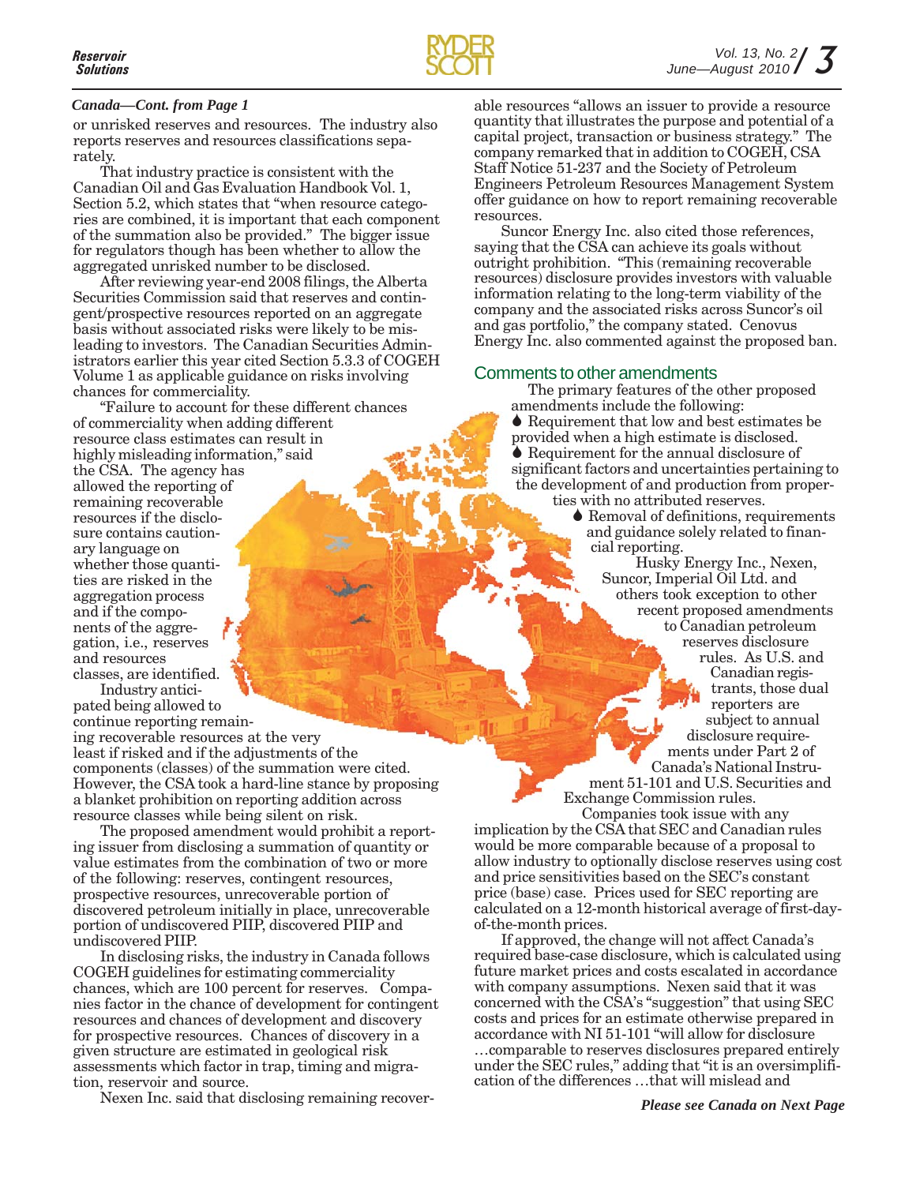*Canada—Cont. from Page 1*

or unrisked reserves and resources. The industry also reports reserves and resources classifications separately.

That industry practice is consistent with the Canadian Oil and Gas Evaluation Handbook Vol. 1, Section 5.2, which states that "when resource categories are combined, it is important that each component of the summation also be provided." The bigger issue for regulators though has been whether to allow the aggregated unrisked number to be disclosed.

After reviewing year-end 2008 filings, the Alberta Securities Commission said that reserves and contingent/prospective resources reported on an aggregate basis without associated risks were likely to be misleading to investors. The Canadian Securities Administrators earlier this year cited Section 5.3.3 of COGEH Volume 1 as applicable guidance on risks involving chances for commerciality.

"Failure to account for these different chances of commerciality when adding different resource class estimates can result in highly misleading information," said the CSA. The agency has allowed the reporting of remaining recoverable resources if the disclosure contains cautionary language on whether those quantities are risked in the aggregation process and if the components of the aggregation, i.e., reserves and resources classes, are identified.

Industry anticipated being allowed to continue reporting remaining recoverable resources at the very least if risked and if the adjustments of the components (classes) of the summation were cited. However, the CSA took a hard-line stance by proposing a blanket prohibition on reporting addition across resource classes while being silent on risk.

The proposed amendment would prohibit a reporting issuer from disclosing a summation of quantity or value estimates from the combination of two or more of the following: reserves, contingent resources, prospective resources, unrecoverable portion of discovered petroleum initially in place, unrecoverable portion of undiscovered PIIP, discovered PIIP and undiscovered PIIP.

In disclosing risks, the industry in Canada follows COGEH guidelines for estimating commerciality chances, which are 100 percent for reserves. Companies factor in the chance of development for contingent resources and chances of development and discovery for prospective resources. Chances of discovery in a given structure are estimated in geological risk assessments which factor in trap, timing and migration, reservoir and source.

Nexen Inc. said that disclosing remaining recoverable resources "allows an issuer to provide a resource quantity that illustrates the purpose and potential of a capital project, transaction or business strategy." The company remarked that in addition to COGEH, CSA Staff Notice 51-237 and the Society of Petroleum Engineers Petroleum Resources Management System offer guidance on how to report remaining recoverable resources.

Suncor Energy Inc. also cited those references, saying that the CSA can achieve its goals without outright prohibition. "This (remaining recoverable resources) disclosure provides investors with valuable information relating to the long-term viability of the company and the associated risks across Suncor's oil and gas portfolio," the company stated. Cenovus Energy Inc. also commented against the proposed ban.

## Comments to other amendments

The primary features of the other proposed amendments include the following:

- Requirement that low and best estimates be provided when a high estimate is disclosed.
- Requirement for the annual disclosure of significant factors and uncertainties pertaining to the development of and production from properties with no attributed reserves.
- Removal of definitions, requirements and guidance solely related to financial reporting.

Husky Energy Inc., Nexen, Suncor, Imperial Oil Ltd. and others took exception to other recent proposed amendments to Canadian petroleum reserves disclosure rules. As U.S. and Canadian registrants, those dual reporters are subject to annual disclosure requirements under Part 2 of Canada's National Instrument 51-101 and U.S. Securities and Exchange Commission rules.

Companies took issue with any implication by the CSA that SEC and Canadian rules would be more comparable because of a proposal to allow industry to optionally disclose reserves using cost and price sensitivities based on the SEC's constant price (base) case. Prices used for SEC reporting are calculated on a 12-month historical average of first-day-of-the-month prices.

If approved, the change will not affect Canada's required base-case disclosure, which is calculated using future market prices and costs escalated in accordance with company assumptions. Nexen said that it was concerned with the CSA's "suggestion" that using SEC costs and prices for an estimate otherwise prepared in accordance with NI 51-101 "will allow for disclosure …comparable to reserves disclosures prepared entirely under the SEC rules," adding that "it is an oversimplification of the differences …that will mislead and

***Please see Canada on Next Page***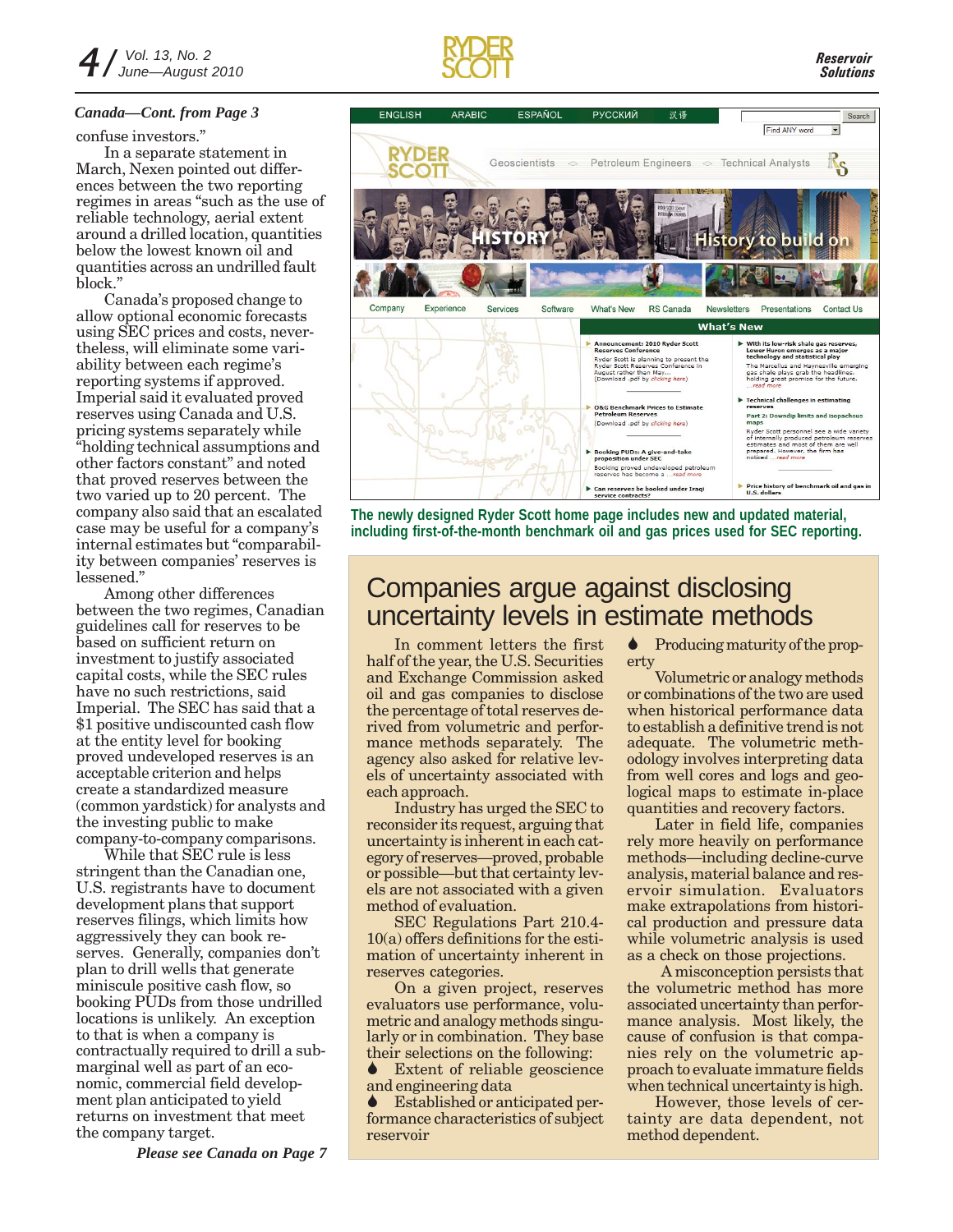*Canada—Cont. from Page 3*

confuse investors."

In a separate statement in March, Nexen pointed out differences between the two reporting regimes in areas "such as the use of reliable technology, aerial extent around a drilled location, quantities below the lowest known oil and quantities across an undrilled fault block."

Canada's proposed change to allow optional economic forecasts using SEC prices and costs, nevertheless, will eliminate some variability between each regime's reporting systems if approved. Imperial said it evaluated proved reserves using Canada and U.S. pricing systems separately while "holding technical assumptions and other factors constant" and noted that proved reserves between the two varied up to 20 percent. The company also said that an escalated case may be useful for a company's internal estimates but "comparability between companies' reserves is lessened."

Among other differences between the two regimes, Canadian guidelines call for reserves to be based on sufficient return on investment to justify associated capital costs, while the SEC rules have no such restrictions, said Imperial. The SEC has said that a $1 positive undiscounted cash flow at the entity level for booking proved undeveloped reserves is an acceptable criterion and helps create a standardized measure (common yardstick) for analysts and the investing public to make company-to-company comparisons.

While that SEC rule is less stringent than the Canadian one, U.S. registrants have to document development plans that support reserves filings, which limits how aggressively they can book reserves. Generally, companies don't plan to drill wells that generate miniscule positive cash flow, so booking PUDs from those undrilled locations is unlikely. An exception to that is when a company is contractually required to drill a submarginal well as part of an economic, commercial field development plan anticipated to yield returns on investment that meet the company target.

*Please see Canada on Page 7*

**The newly designed Ryder Scott home page includes new and updated material, including first-of-the-month benchmark oil and gas prices used for SEC reporting.**

# Companies argue against disclosing uncertainty levels in estimate methods

In comment letters the first half of the year, the U.S. Securities and Exchange Commission asked oil and gas companies to disclose the percentage of total reserves derived from volumetric and performance methods separately. The agency also asked for relative levels of uncertainty associated with each approach.

Industry has urged the SEC to reconsider its request, arguing that uncertainty is inherent in each category of reserves—proved, probable or possible—but that certainty levels are not associated with a given method of evaluation.

SEC Regulations Part 210.4-10(a) offers definitions for the estimation of uncertainty inherent in reserves categories.

On a given project, reserves evaluators use performance, volumetric and analogy methods singularly or in combination. They base their selections on the following:

- Extent of reliable geoscience and engineering data
- Established or anticipated performance characteristics of subject reservoir
- Producing maturity of the property

Volumetric or analogy methods or combinations of the two are used when historical performance data to establish a definitive trend is not adequate. The volumetric methodology involves interpreting data from well cores and logs and geological maps to estimate in-place quantities and recovery factors.

Later in field life, companies rely more heavily on performance methods—including decline-curve analysis, material balance and reservoir simulation. Evaluators make extrapolations from historical production and pressure data while volumetric analysis is used as a check on those projections.

A misconception persists that the volumetric method has more associated uncertainty than performance analysis. Most likely, the cause of confusion is that companies rely on the volumetric approach to evaluate immature fields when technical uncertainty is high.

However, those levels of certainty are data dependent, not method dependent.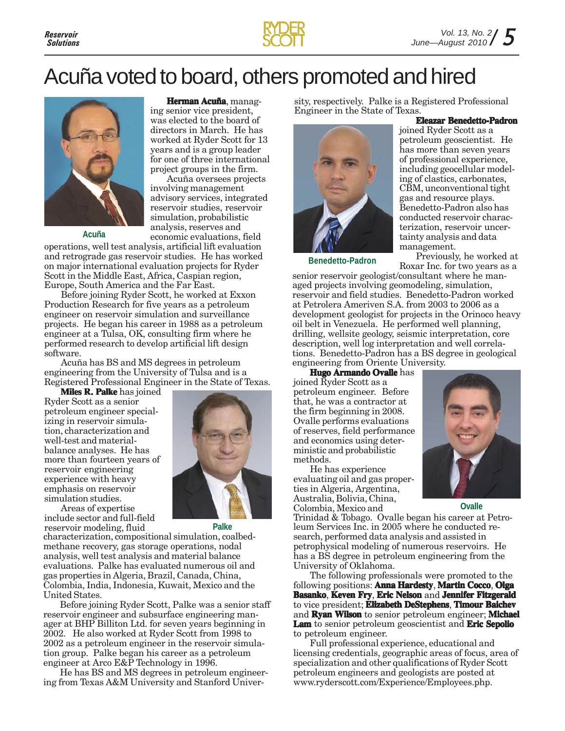# Acuña voted to board, others promoted and hired

Acuña

**Herman Acuña**, managing senior vice president, was elected to the board of directors in March. He has worked at Ryder Scott for 13 years and is a group leader for one of three international project groups in the firm.

Acuña oversees projects involving management advisory services, integrated reservoir studies, reservoir simulation, probabilistic analysis, reserves and economic evaluations, field operations, well test analysis, artificial lift evaluation and retrograde gas reservoir studies. He has worked on major international evaluation projects for Ryder Scott in the Middle East, Africa, Caspian region, Europe, South America and the Far East.

Before joining Ryder Scott, he worked at Exxon Production Research for five years as a petroleum engineer on reservoir simulation and surveillance projects. He began his career in 1988 as a petroleum engineer at a Tulsa, OK, consulting firm where he performed research to develop artificial lift design software.

Acuña has BS and MS degrees in petroleum engineering from the University of Tulsa and is a Registered Professional Engineer in the State of Texas.

Palke

**Miles R. Palke** has joined Ryder Scott as a senior petroleum engineer specializing in reservoir simulation, characterization and well-test and material-balance analyses. He has more than fourteen years of reservoir engineering experience with heavy emphasis on reservoir simulation studies.

Areas of expertise include sector and full-field reservoir modeling, fluid characterization, compositional simulation, coalbed-methane recovery, gas storage operations, nodal analysis, well test analysis and material balance evaluations. Palke has evaluated numerous oil and gas properties in Algeria, Brazil, Canada, China, Colombia, India, Indonesia, Kuwait, Mexico and the United States.

Before joining Ryder Scott, Palke was a senior staff reservoir engineer and subsurface engineering manager at BHP Billiton Ltd. for seven years beginning in 2002. He also worked at Ryder Scott from 1998 to 2002 as a petroleum engineer in the reservoir simulation group. Palke began his career as a petroleum engineer at Arco E&P Technology in 1996.

He has BS and MS degrees in petroleum engineering from Texas A&M University and Stanford University, respectively. Palke is a Registered Professional Engineer in the State of Texas.

Benedetto-Padron

**Eleazar Benedetto-Padron** joined Ryder Scott as a petroleum geoscientist. He has more than seven years of professional experience, including geocellular modeling of clastics, carbonates, CBM, unconventional tight gas and resource plays. Benedetto-Padron also has conducted reservoir characterization, reservoir uncertainty analysis and data management.

Previously, he worked at Roxar Inc. for two years as a senior reservoir geologist/consultant where he managed projects involving geomodeling, simulation, reservoir and field studies. Benedetto-Padron worked at Petrolera Ameriven S.A. from 2003 to 2006 as a development geologist for projects in the Orinoco heavy oil belt in Venezuela. He performed well planning, drilling, wellsite geology, seismic interpretation, core description, well log interpretation and well correlations. Benedetto-Padron has a BS degree in geological engineering from Oriente University.

Ovalle

**Hugo Armando Ovalle** has joined Ryder Scott as a petroleum engineer. Before that, he was a contractor at the firm beginning in 2008. Ovalle performs evaluations of reserves, field performance and economics using deterministic and probabilistic methods.

He has experience evaluating oil and gas properties in Algeria, Argentina, Australia, Bolivia, China, Colombia, Mexico and Trinidad & Tobago. Ovalle began his career at Petroleum Services Inc. in 2005 where he conducted research, performed data analysis and assisted in petrophysical modeling of numerous reservoirs. He has a BS degree in petroleum engineering from the University of Oklahoma.

The following professionals were promoted to the following positions: **Anna Hardesty**, **Martin Cocco**, **Olga Basanko**, **Keven Fry**, **Eric Nelson** and **Jennifer Fitzgerald** to vice president; **Elizabeth DeStephens**, **Timour Baichev** and **Ryan Wilson** to senior petroleum engineer; **Michael Lam** to senior petroleum geoscientist and **Eric Sepolio** to petroleum engineer.

Full professional experience, educational and licensing credentials, geographic areas of focus, area of specialization and other qualifications of Ryder Scott petroleum engineers and geologists are posted at www.ryderscott.com/Experience/Employees.php.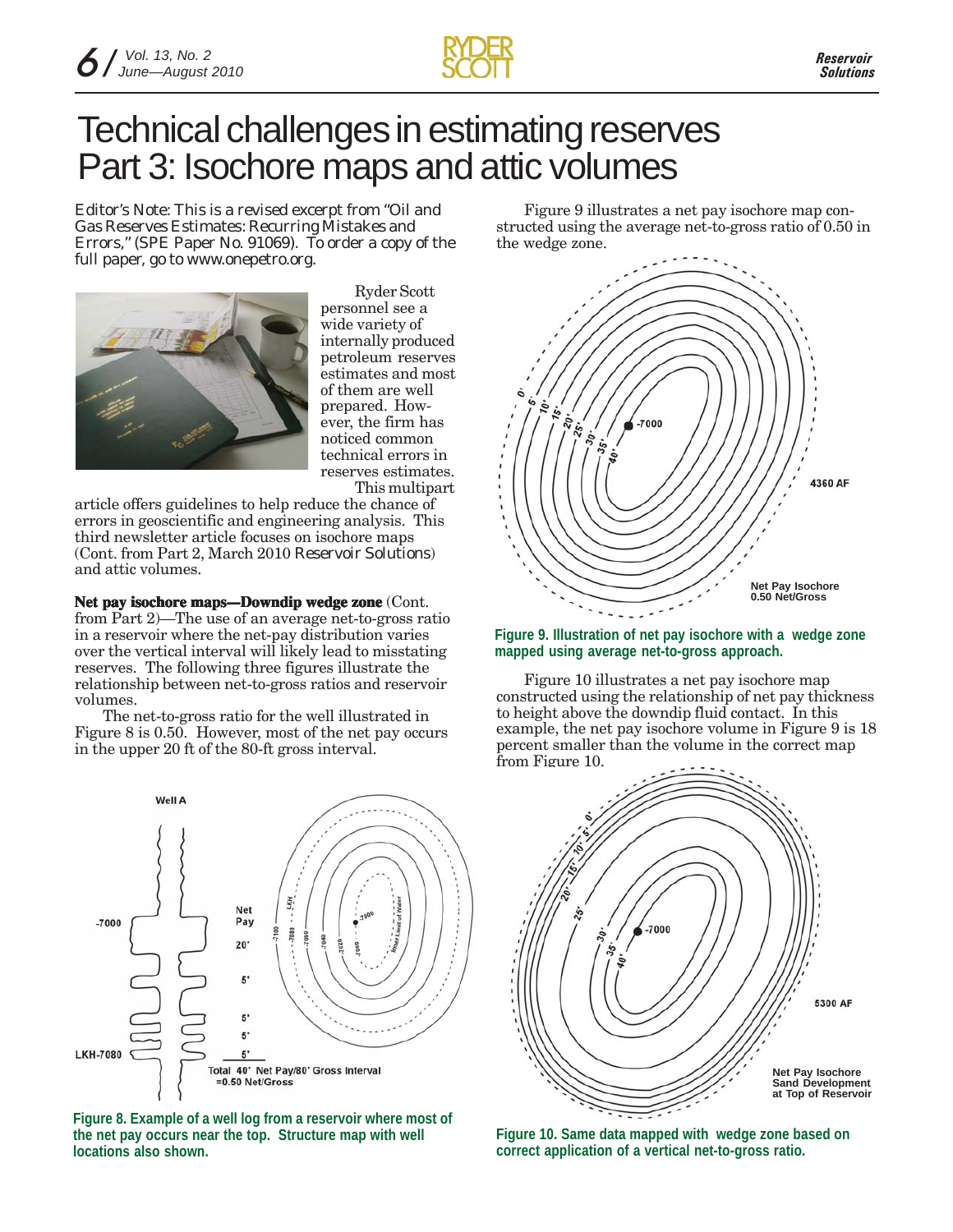# Technical challenges in estimating reserves Part 3: Isochore maps and attic volumes

*Editor's Note: This is a revised excerpt from "Oil and Gas Reserves Estimates: Recurring Mistakes and Errors," (SPE Paper No. 91069). To order a copy of the full paper, go to www.onepetro.org.*

Ryder Scott personnel see a wide variety of internally produced petroleum reserves estimates and most of them are well prepared. However, the firm has noticed common technical errors in reserves estimates. This multipart article offers guidelines to help reduce the chance of errors in geoscientific and engineering analysis. This third newsletter article focuses on isochore maps (Cont. from Part 2, March 2010 *Reservoir Solutions*) and attic volumes.

**Net pay isochore maps—Downdip wedge zone** (Cont. from Part 2)—The use of an average net-to-gross ratio in a reservoir where the net-pay distribution varies over the vertical interval will likely lead to misstating reserves. The following three figures illustrate the relationship between net-to-gross ratios and reservoir volumes.

The net-to-gross ratio for the well illustrated in Figure 8 is 0.50. However, most of the net pay occurs in the upper 20 ft of the 80-ft gross interval.

**Figure 8. Example of a well log from a reservoir where most of the net pay occurs near the top. Structure map with well locations also shown.**

Figure 9 illustrates a net pay isochore map constructed using the average net-to-gross ratio of 0.50 in the wedge zone.

**Figure 9. Illustration of net pay isochore with a wedge zone mapped using average net-to-gross approach.**

Figure 10 illustrates a net pay isochore map constructed using the relationship of net pay thickness to height above the downdip fluid contact. In this example, the net pay isochore volume in Figure 9 is 18 percent smaller than the volume in the correct map from Figure 10.

**Figure 10. Same data mapped with wedge zone based on correct application of a vertical net-to-gross ratio.**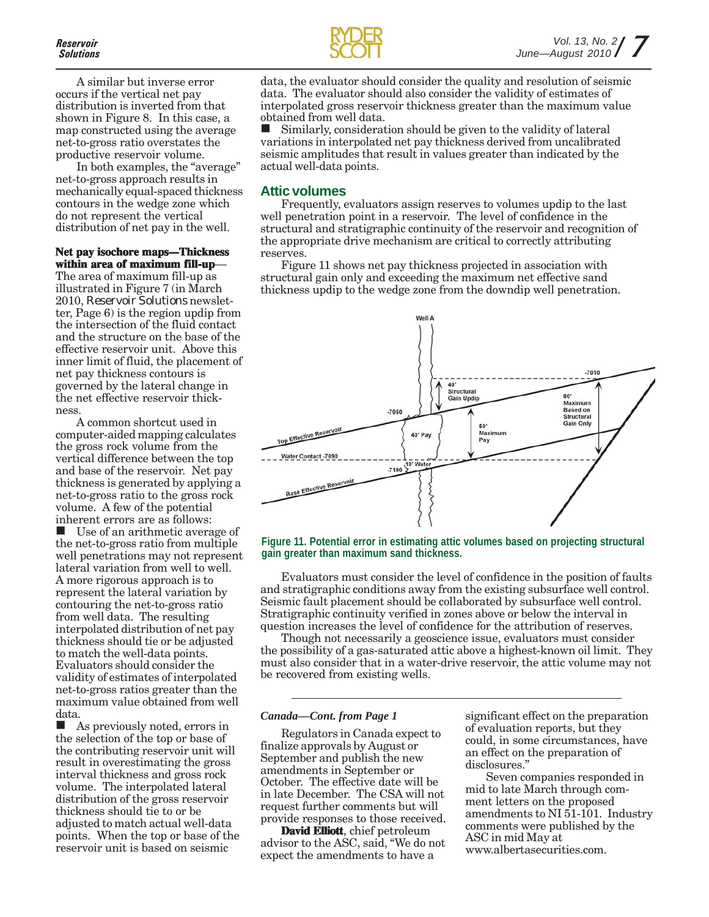A similar but inverse error occurs if the vertical net pay distribution is inverted from that shown in Figure 8. In this case, a map constructed using the average net-to-gross ratio overstates the productive reservoir volume.

In both examples, the "average" net-to-gross approach results in mechanically equal-spaced thickness contours in the wedge zone which do not represent the vertical distribution of net pay in the well.

**Net pay isochore maps—Thickness within area of maximum fill-up**—The area of maximum fill-up as illustrated in Figure 7 (in March 2010, *Reservoir Solutions* newsletter, Page 6) is the region updip from the intersection of the fluid contact and the structure on the base of the effective reservoir unit. Above this inner limit of fluid, the placement of net pay thickness contours is governed by the lateral change in the net effective reservoir thickness.

A common shortcut used in computer-aided mapping calculates the gross rock volume from the vertical difference between the top and base of the reservoir. Net pay thickness is generated by applying a net-to-gross ratio to the gross rock volume. A few of the potential inherent errors are as follows:

- Use of an arithmetic average of the net-to-gross ratio from multiple well penetrations may not represent lateral variation from well to well. A more rigorous approach is to represent the lateral variation by contouring the net-to-gross ratio from well data. The resulting interpolated distribution of net pay thickness should tie or be adjusted to match the well-data points. Evaluators should consider the validity of estimates of interpolated net-to-gross ratios greater than the maximum value obtained from well data.
- As previously noted, errors in the selection of the top or base of the contributing reservoir unit will result in overestimating the gross interval thickness and gross rock volume. The interpolated lateral distribution of the gross reservoir thickness should tie to or be adjusted to match actual well-data points. When the top or base of the reservoir unit is based on seismic data, the evaluator should consider the quality and resolution of seismic data. The evaluator should also consider the validity of estimates of interpolated gross reservoir thickness greater than the maximum value obtained from well data.
- Similarly, consideration should be given to the validity of lateral variations in interpolated net pay thickness derived from uncalibrated seismic amplitudes that result in values greater than indicated by the actual well-data points.

## Attic volumes

Frequently, evaluators assign reserves to volumes updip to the last well penetration point in a reservoir. The level of confidence in the structural and stratigraphic continuity of the reservoir and recognition of the appropriate drive mechanism are critical to correctly attributing reserves.

Figure 11 shows net pay thickness projected in association with structural gain only and exceeding the maximum net effective sand thickness updip to the wedge zone from the downdip well penetration.

**Figure 11. Potential error in estimating attic volumes based on projecting structural gain greater than maximum sand thickness.**

Evaluators must consider the level of confidence in the position of faults and stratigraphic conditions away from the existing subsurface well control. Seismic fault placement should be collaborated by subsurface well control. Stratigraphic continuity verified in zones above or below the interval in question increases the level of confidence for the attribution of reserves.

Though not necessarily a geoscience issue, evaluators must consider the possibility of a gas-saturated attic above a highest-known oil limit. They must also consider that in a water-drive reservoir, the attic volume may not be recovered from existing wells.

---

***Canada—Cont. from Page 1***

Regulators in Canada expect to finalize approvals by August or September and publish the new amendments in September or October. The effective date will be in late December. The CSA will not request further comments but will provide responses to those received.

**David Elliott**, chief petroleum advisor to the ASC, said, "We do not expect the amendments to have a significant effect on the preparation of evaluation reports, but they could, in some circumstances, have an effect on the preparation of disclosures."

Seven companies responded in mid to late March through comment letters on the proposed amendments to NI 51-101. Industry comments were published by the ASC in mid May at www.albertasecurities.com.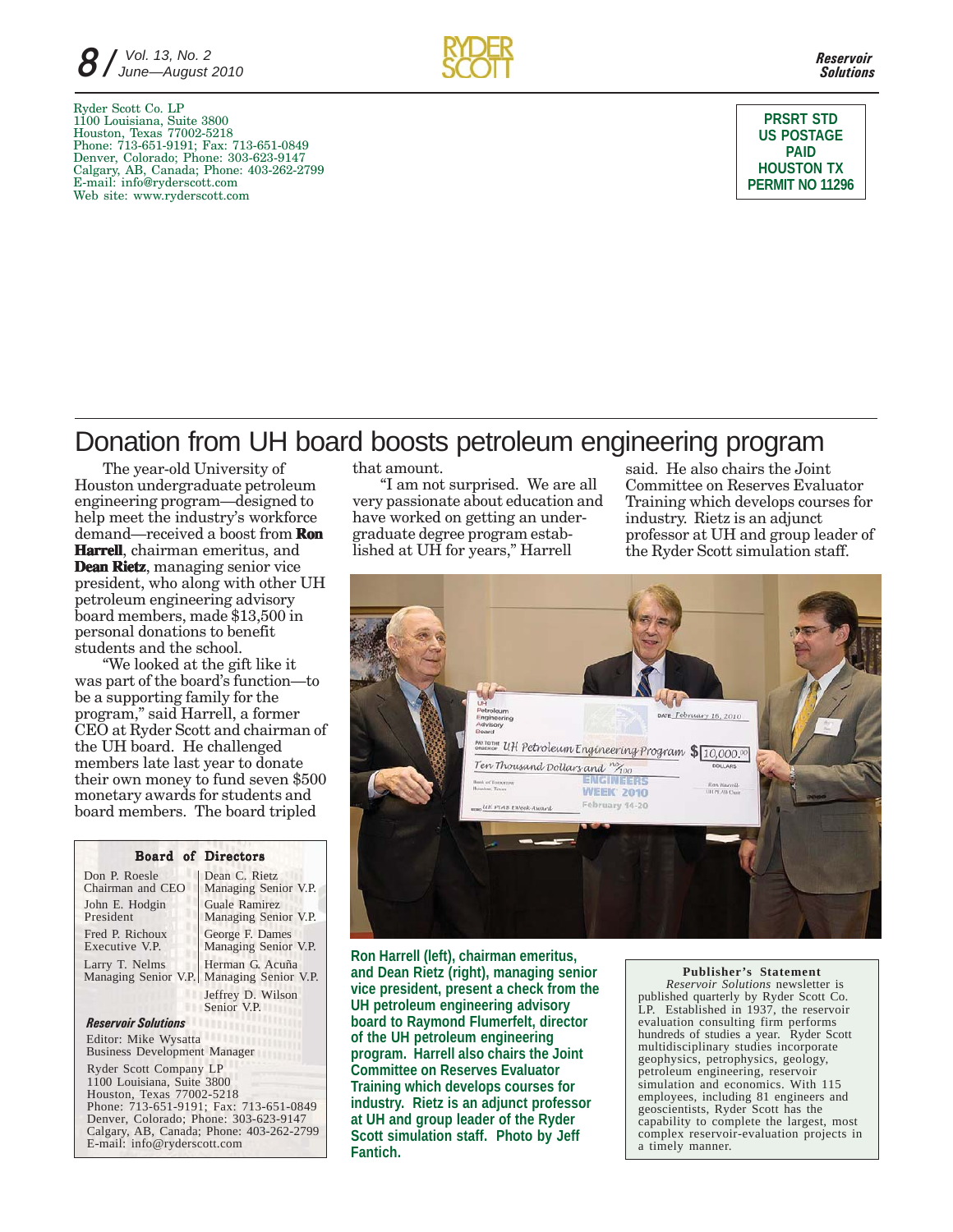Ryder Scott Co. LP
1100 Louisiana, Suite 3800
Houston, Texas 77002-5218
Phone: 713-651-9191; Fax: 713-651-0849
Denver, Colorado; Phone: 303-623-9147
Calgary, AB, Canada; Phone: 403-262-2799
E-mail: info@ryderscott.com
Web site: www.ryderscott.com

PRSRT STD
US POSTAGE
PAID
HOUSTON TX
PERMIT NO 11296

# Donation from UH board boosts petroleum engineering program

The year-old University of Houston undergraduate petroleum engineering program—designed to help meet the industry's workforce demand—received a boost from **Ron Harrell**, chairman emeritus, and **Dean Rietz**, managing senior vice president, who along with other UH petroleum engineering advisory board members, made $13,500 in personal donations to benefit students and the school.

"We looked at the gift like it was part of the board's function—to be a supporting family for the program," said Harrell, a former CEO at Ryder Scott and chairman of the UH board. He challenged members late last year to donate their own money to fund seven $500 monetary awards for students and board members. The board tripled that amount.

"I am not surprised. We are all very passionate about education and have worked on getting an undergraduate degree program established at UH for years," Harrell said. He also chairs the Joint Committee on Reserves Evaluator Training which develops courses for industry. Rietz is an adjunct professor at UH and group leader of the Ryder Scott simulation staff.

Ron Harrell (left), chairman emeritus, and Dean Rietz (right), managing senior vice president, present a check from the UH petroleum engineering advisory board to Raymond Flumerfelt, director of the UH petroleum engineering program. Harrell also chairs the Joint Committee on Reserves Evaluator Training which develops courses for industry. Rietz is an adjunct professor at UH and group leader of the Ryder Scott simulation staff. Photo by Jeff Fantich.

## Board of Directors

| | |
|---|---|
| Don P. Roesle<br>Chairman and CEO | Dean C. Rietz<br>Managing Senior V.P. |
| John E. Hodgin<br>President | Guale Ramirez<br>Managing Senior V.P. |
| Fred P. Richoux<br>Executive V.P. | George F. Dames<br>Managing Senior V.P. |
| Larry T. Nelms<br>Managing Senior V.P. | Herman G. Acuña<br>Managing Senior V.P. |
| | Jeffrey D. Wilson<br>Senior V.P. |

***Reservoir Solutions***

Editor: Mike Wysatta
Business Development Manager

Ryder Scott Company LP
1100 Louisiana, Suite 3800
Houston, Texas 77002-5218
Phone: 713-651-9191; Fax: 713-651-0849
Denver, Colorado; Phone: 303-623-9147
Calgary, AB, Canada; Phone: 403-262-2799
E-mail: info@ryderscott.com

**Publisher's Statement**

*Reservoir Solutions* newsletter is published quarterly by Ryder Scott Co. LP. Established in 1937, the reservoir evaluation consulting firm performs hundreds of studies a year. Ryder Scott multidisciplinary studies incorporate geophysics, petrophysics, geology, petroleum engineering, reservoir simulation and economics. With 115 employees, including 81 engineers and geoscientists, Ryder Scott has the capability to complete the largest, most complex reservoir-evaluation projects in a timely manner.